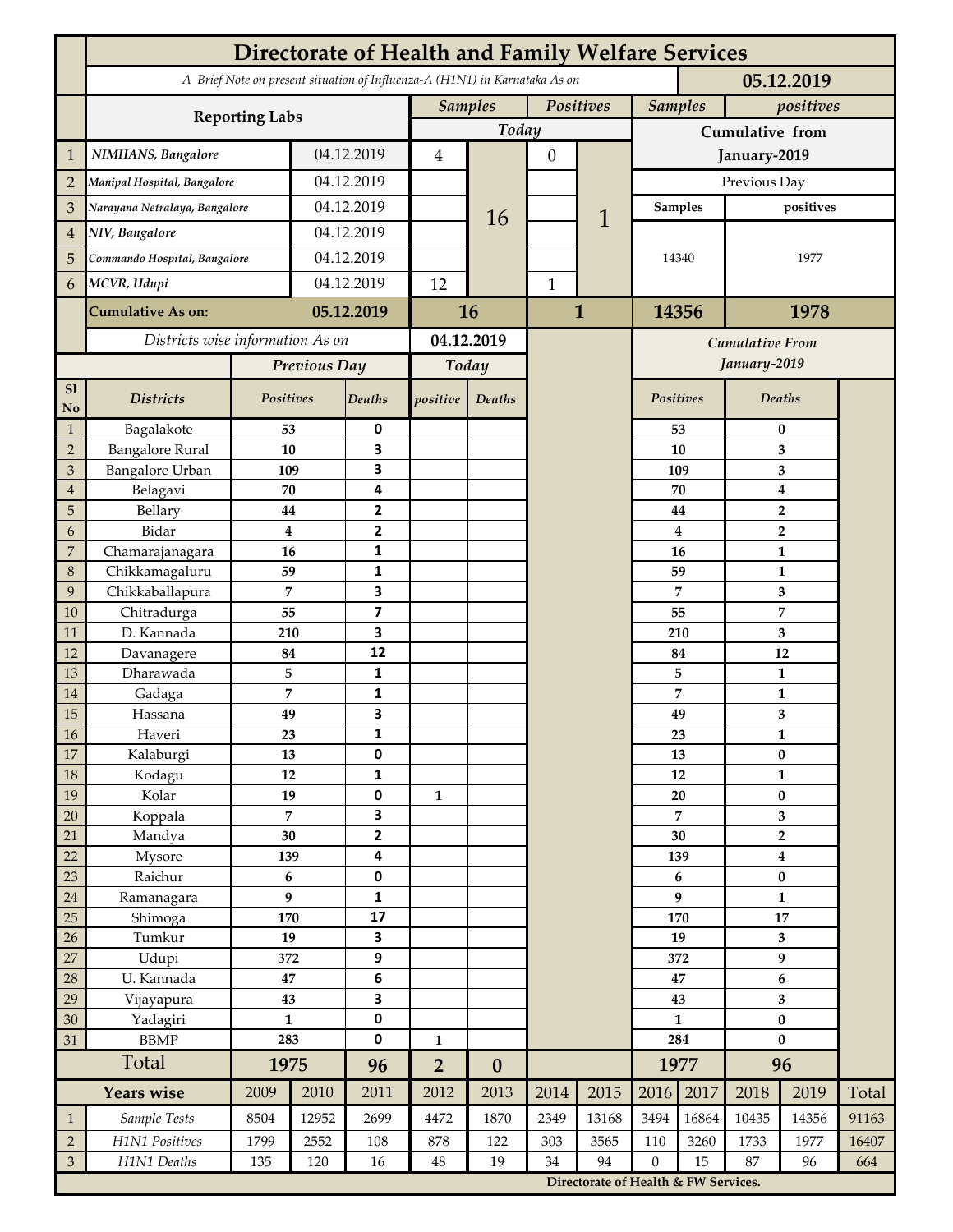# Directorate of Health and Family Welfare Services

*A Brief Note on present situation of Influenza-A (H1N1) in Karnataka As on* **05.12.2019**

| | Reporting Labs | | Samples (Today) | | Positives (Today) | | Samples (Cumulative from January-2019) | positives (Cumulative from January-2019) |
|---|---|---|---|---|---|---|---|---|
| 1 | *NIMHANS, Bangalore* | 04.12.2019 | 4 | 16 | 0 | 1 | Previous Day | |
| 2 | *Manipal Hospital, Bangalore* | 04.12.2019 | | | | | Samples | positives |
| 3 | *Narayana Netralaya, Bangalore* | 04.12.2019 | | | | | 14340 | 1977 |
| 4 | *NIV, Bangalore* | 04.12.2019 | | | | | | |
| 5 | *Commando Hospital, Bangalore* | 04.12.2019 | | | | | | |
| 6 | *MCVR, Udupi* | 04.12.2019 | 12 | | 1 | | | |
| | **Cumulative As on:** | **05.12.2019** | **16** | | **1** | | **14356** | **1978** |

*Districts wise information As on* **04.12.2019**

| Sl No | Districts | Previous Day Positives | Previous Day Deaths | Today positive | Today Deaths | Cumulative From January-2019 Positives | Cumulative From January-2019 Deaths |
|---|---|---|---|---|---|---|---|
| 1 | Bagalakote | 53 | 0 | | | 53 | 0 |
| 2 | Bangalore Rural | 10 | 3 | | | 10 | 3 |
| 3 | Bangalore Urban | 109 | 3 | | | 109 | 3 |
| 4 | Belagavi | 70 | 4 | | | 70 | 4 |
| 5 | Bellary | 44 | 2 | | | 44 | 2 |
| 6 | Bidar | 4 | 2 | | | 4 | 2 |
| 7 | Chamarajanagara | 16 | 1 | | | 16 | 1 |
| 8 | Chikkamagaluru | 59 | 1 | | | 59 | 1 |
| 9 | Chikkaballapura | 7 | 3 | | | 7 | 3 |
| 10 | Chitradurga | 55 | 7 | | | 55 | 7 |
| 11 | D. Kannada | 210 | 3 | | | 210 | 3 |
| 12 | Davanagere | 84 | 12 | | | 84 | 12 |
| 13 | Dharawada | 5 | 1 | | | 5 | 1 |
| 14 | Gadaga | 7 | 1 | | | 7 | 1 |
| 15 | Hassana | 49 | 3 | | | 49 | 3 |
| 16 | Haveri | 23 | 1 | | | 23 | 1 |
| 17 | Kalaburgi | 13 | 0 | | | 13 | 0 |
| 18 | Kodagu | 12 | 1 | | | 12 | 1 |
| 19 | Kolar | 19 | 0 | 1 | | 20 | 0 |
| 20 | Koppala | 7 | 3 | | | 7 | 3 |
| 21 | Mandya | 30 | 2 | | | 30 | 2 |
| 22 | Mysore | 139 | 4 | | | 139 | 4 |
| 23 | Raichur | 6 | 0 | | | 6 | 0 |
| 24 | Ramanagara | 9 | 1 | | | 9 | 1 |
| 25 | Shimoga | 170 | 17 | | | 170 | 17 |
| 26 | Tumkur | 19 | 3 | | | 19 | 3 |
| 27 | Udupi | 372 | 9 | | | 372 | 9 |
| 28 | U. Kannada | 47 | 6 | | | 47 | 6 |
| 29 | Vijayapura | 43 | 3 | | | 43 | 3 |
| 30 | Yadagiri | 1 | 0 | | | 1 | 0 |
| 31 | BBMP | 283 | 0 | 1 | | 284 | 0 |
| | **Total** | **1975** | **96** | **2** | **0** | **1977** | **96** |

| | Years wise | 2009 | 2010 | 2011 | 2012 | 2013 | 2014 | 2015 | 2016 | 2017 | 2018 | 2019 | Total |
|---|---|---|---|---|---|---|---|---|---|---|---|---|---|
| 1 | *Sample Tests* | 8504 | 12952 | 2699 | 4472 | 1870 | 2349 | 13168 | 3494 | 16864 | 10435 | 14356 | 91163 |
| 2 | *H1N1 Positives* | 1799 | 2552 | 108 | 878 | 122 | 303 | 3565 | 110 | 3260 | 1733 | 1977 | 16407 |
| 3 | *H1N1 Deaths* | 135 | 120 | 16 | 48 | 19 | 34 | 94 | 0 | 15 | 87 | 96 | 664 |

**Directorate of Health & FW Services.**